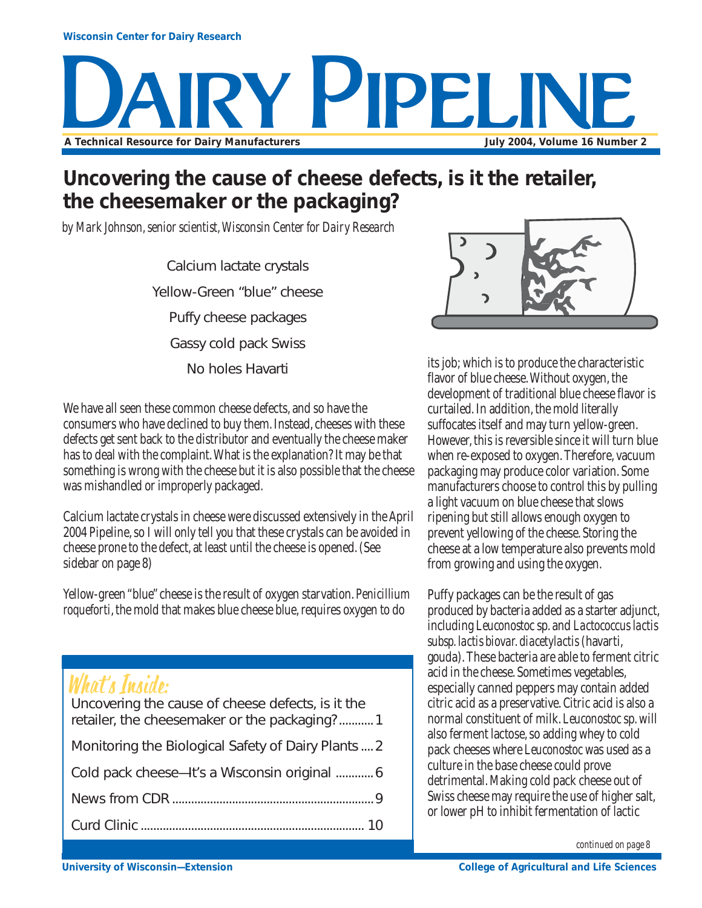Wisconsin Center for Dairy Research

# DAIRY PIPELINE

A Technical Resource for Dairy Manufacturers — July 2004, Volume 16 Number 2

## Uncovering the cause of cheese defects, is it the retailer, the cheesemaker or the packaging?

*by Mark Johnson, senior scientist, Wisconsin Center for Dairy Research*

Calcium lactate crystals

Yellow-Green "blue" cheese

Puffy cheese packages

Gassy cold pack Swiss

No holes Havarti

We have all seen these common cheese defects, and so have the consumers who have declined to buy them. Instead, cheeses with these defects get sent back to the distributor and eventually the cheese maker has to deal with the complaint. What is the explanation? It may be that something is wrong with the cheese but it is also possible that the cheese was mishandled or improperly packaged.

Calcium lactate crystals in cheese were discussed extensively in the April 2004 Pipeline, so I will only tell you that these crystals can be avoided in cheese prone to the defect, at least until the cheese is opened. (See sidebar on page 8)

Yellow-green "blue" cheese is the result of oxygen starvation. *Penicillium roqueforti*, the mold that makes blue cheese blue, requires oxygen to do its job; which is to produce the characteristic flavor of blue cheese. Without oxygen, the development of traditional blue cheese flavor is curtailed. In addition, the mold literally suffocates itself and may turn yellow-green. However, this is reversible since it will turn blue when re-exposed to oxygen. Therefore, vacuum packaging may produce color variation. Some manufacturers choose to control this by pulling a light vacuum on blue cheese that slows ripening but still allows enough oxygen to prevent yellowing of the cheese. Storing the cheese at a low temperature also prevents mold from growing and using the oxygen.

Puffy packages can be the result of gas produced by bacteria added as a starter adjunct, including *Leuconostoc* sp. and *Lactococcus lactis subsp. lactis biovar. diacetylactis* (havarti, gouda). These bacteria are able to ferment citric acid in the cheese. Sometimes vegetables, especially canned peppers may contain added citric acid as a preservative. Citric acid is also a normal constituent of milk. *Leuconostoc* sp. will also ferment lactose, so adding whey to cold pack cheeses where *Leuconostoc* was used as a culture in the base cheese could prove detrimental. Making cold pack cheese out of Swiss cheese may require the use of higher salt, or lower pH to inhibit fermentation of lactic

*continued on page 8*

### What's Inside:

- Uncovering the cause of cheese defects, is it the retailer, the cheesemaker or the packaging? .......... 1
- Monitoring the Biological Safety of Dairy Plants .... 2
- Cold pack cheese—It's a Wisconsin original .......... 6
- News from CDR .......... 9
- Curd Clinic .......... 10

University of Wisconsin—Extension — College of Agricultural and Life Sciences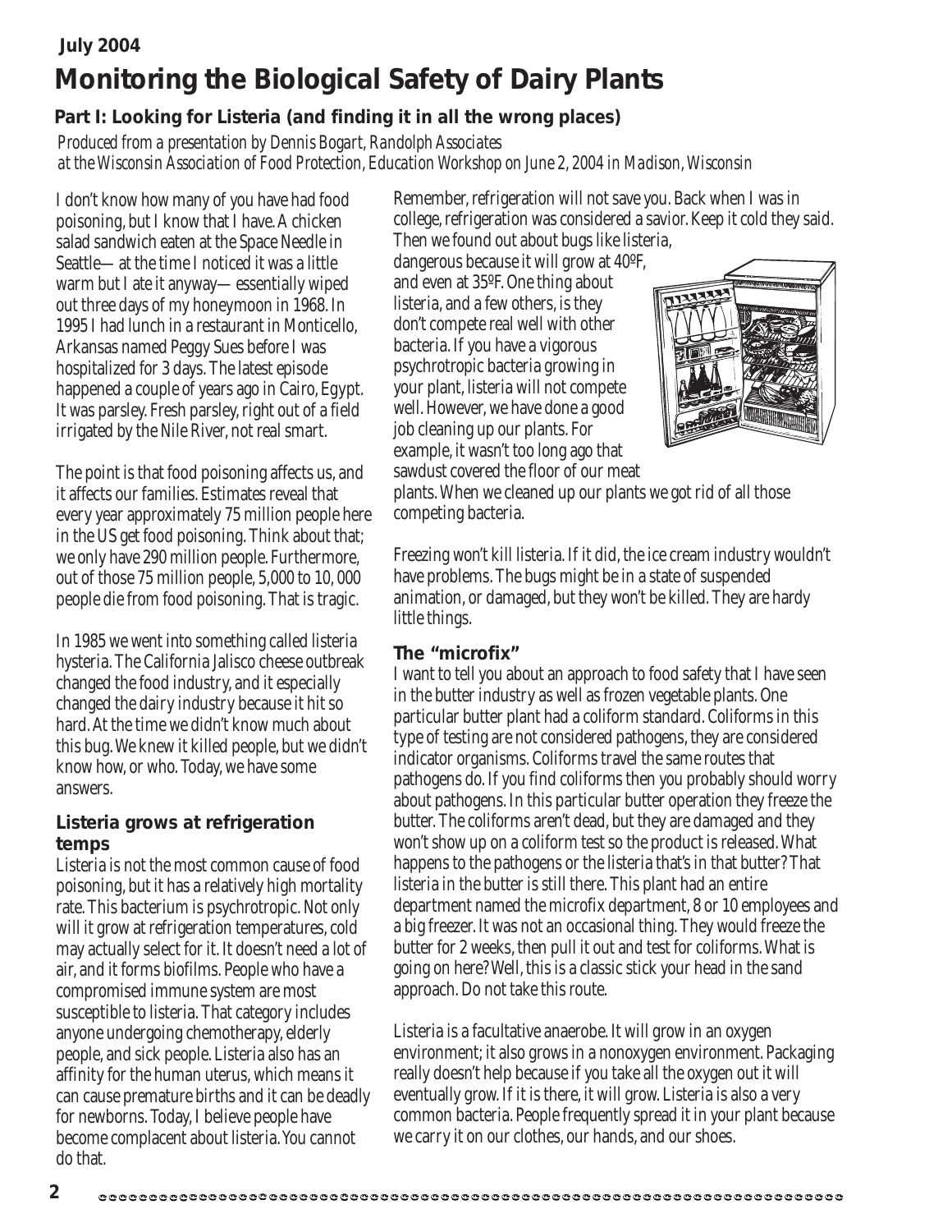July 2004

# Monitoring the Biological Safety of Dairy Plants

## Part I: Looking for Listeria (and finding it in all the wrong places)

*Produced from a presentation by Dennis Bogart, Randolph Associates at the Wisconsin Association of Food Protection, Education Workshop on June 2, 2004 in Madison, Wisconsin*

I don't know how many of you have had food poisoning, but I know that I have. A chicken salad sandwich eaten at the Space Needle in Seattle—at the time I noticed it was a little warm but I ate it anyway—essentially wiped out three days of my honeymoon in 1968. In 1995 I had lunch in a restaurant in Monticello, Arkansas named Peggy Sues before I was hospitalized for 3 days. The latest episode happened a couple of years ago in Cairo, Egypt. It was parsley. Fresh parsley, right out of a field irrigated by the Nile River, not real smart.

The point is that food poisoning affects us, and it affects our families. Estimates reveal that every year approximately 75 million people here in the US get food poisoning. Think about that; we only have 290 million people. Furthermore, out of those 75 million people, 5,000 to 10, 000 people die from food poisoning. That is tragic.

In 1985 we went into something called listeria hysteria. The California Jalisco cheese outbreak changed the food industry, and it especially changed the dairy industry because it hit so hard. At the time we didn't know much about this bug. We knew it killed people, but we didn't know how, or who. Today, we have some answers.

### Listeria grows at refrigeration temps

Listeria is not the most common cause of food poisoning, but it has a relatively high mortality rate. This bacterium is psychrotropic. Not only will it grow at refrigeration temperatures, cold may actually select for it. It doesn't need a lot of air, and it forms biofilms. People who have a compromised immune system are most susceptible to listeria. That category includes anyone undergoing chemotherapy, elderly people, and sick people. Listeria also has an affinity for the human uterus, which means it can cause premature births and it can be deadly for newborns. Today, I believe people have become complacent about listeria. You cannot do that.

Remember, refrigeration will not save you. Back when I was in college, refrigeration was considered a savior. Keep it cold they said. Then we found out about bugs like listeria, dangerous because it will grow at 40ºF, and even at 35ºF. One thing about listeria, and a few others, is they don't compete real well with other bacteria. If you have a vigorous psychrotropic bacteria growing in your plant, listeria will not compete well. However, we have done a good job cleaning up our plants. For example, it wasn't too long ago that sawdust covered the floor of our meat plants. When we cleaned up our plants we got rid of all those competing bacteria.

Freezing won't kill listeria. If it did, the ice cream industry wouldn't have problems. The bugs might be in a state of suspended animation, or damaged, but they won't be killed. They are hardy little things.

### The "microfix"

I want to tell you about an approach to food safety that I have seen in the butter industry as well as frozen vegetable plants. One particular butter plant had a coliform standard. Coliforms in this type of testing are not considered pathogens, they are considered indicator organisms. Coliforms travel the same routes that pathogens do. If you find coliforms then you probably should worry about pathogens. In this particular butter operation they freeze the butter. The coliforms aren't dead, but they are damaged and they won't show up on a coliform test so the product is released. What happens to the pathogens or the listeria that's in that butter? That listeria in the butter is still there. This plant had an entire department named the microfix department, 8 or 10 employees and a big freezer. It was not an occasional thing. They would freeze the butter for 2 weeks, then pull it out and test for coliforms. What is going on here? Well, this is a classic stick your head in the sand approach. Do not take this route.

Listeria is a facultative anaerobe. It will grow in an oxygen environment; it also grows in a nonoxygen environment. Packaging really doesn't help because if you take all the oxygen out it will eventually grow. If it is there, it will grow. Listeria is also a very common bacteria. People frequently spread it in your plant because we carry it on our clothes, our hands, and our shoes.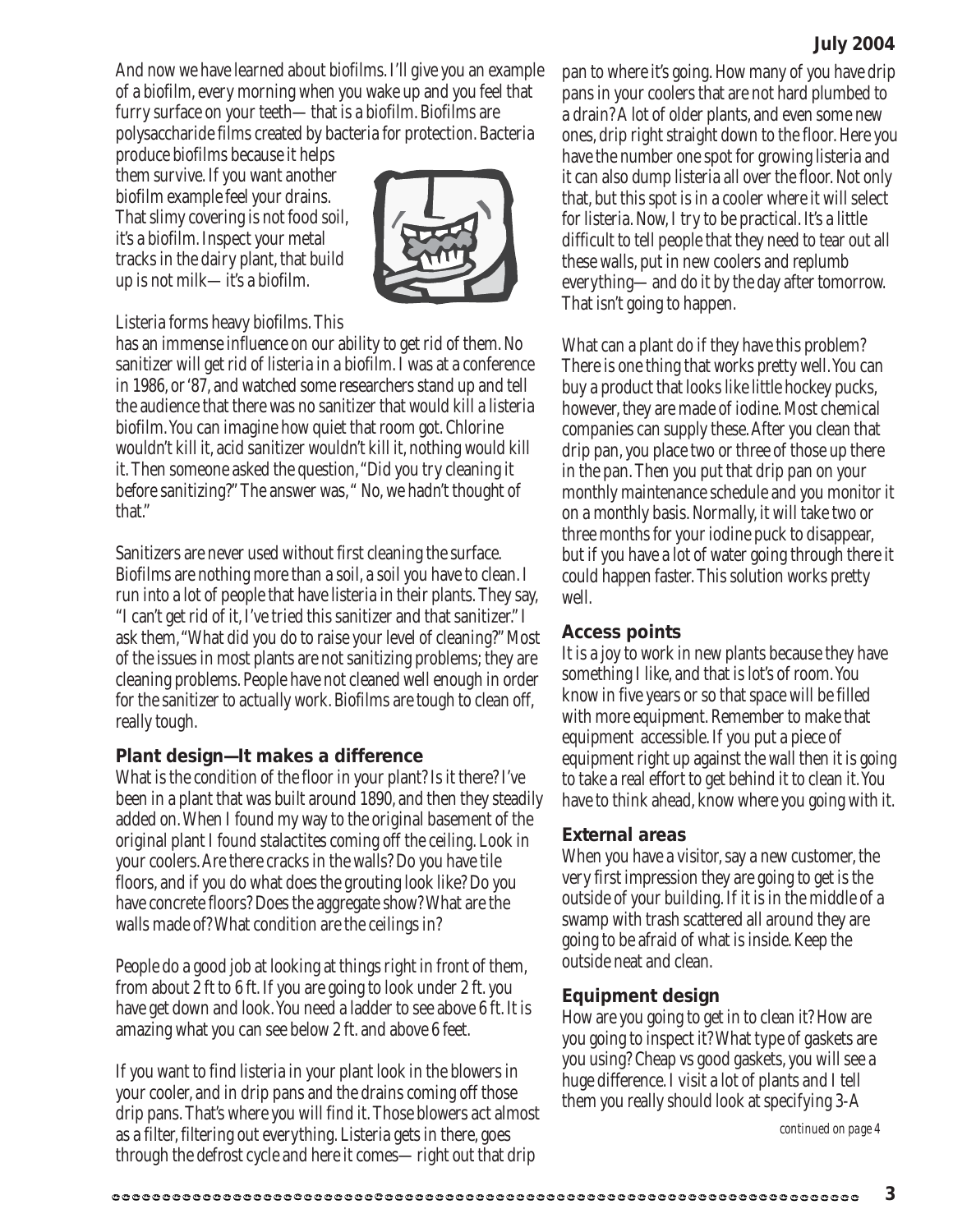And now we have learned about biofilms. I'll give you an example of a biofilm, every morning when you wake up and you feel that furry surface on your teeth—that is a biofilm. Biofilms are polysaccharide films created by bacteria for protection. Bacteria produce biofilms because it helps them survive. If you want another biofilm example feel your drains. That slimy covering is not food soil, it's a biofilm. Inspect your metal tracks in the dairy plant, that build up is not milk—it's a biofilm.

Listeria forms heavy biofilms. This has an immense influence on our ability to get rid of them. No sanitizer will get rid of listeria in a biofilm. I was at a conference in 1986, or '87, and watched some researchers stand up and tell the audience that there was no sanitizer that would kill a listeria biofilm. You can imagine how quiet that room got. Chlorine wouldn't kill it, acid sanitizer wouldn't kill it, nothing would kill it. Then someone asked the question, "Did you try cleaning it before sanitizing?" The answer was, " No, we hadn't thought of that."

Sanitizers are never used without first cleaning the surface. Biofilms are nothing more than a soil, a soil you have to clean. I run into a lot of people that have listeria in their plants. They say, "I can't get rid of it, I've tried this sanitizer and that sanitizer." I ask them, "What did you do to raise your level of cleaning?" Most of the issues in most plants are not sanitizing problems; they are cleaning problems. People have not cleaned well enough in order for the sanitizer to actually work. Biofilms are tough to clean off, really tough.

### Plant design—It makes a difference

What is the condition of the floor in your plant? Is it there? I've been in a plant that was built around 1890, and then they steadily added on. When I found my way to the original basement of the original plant I found stalactites coming off the ceiling. Look in your coolers. Are there cracks in the walls? Do you have tile floors, and if you do what does the grouting look like? Do you have concrete floors? Does the aggregate show? What are the walls made of? What condition are the ceilings in?

People do a good job at looking at things right in front of them, from about 2 ft to 6 ft. If you are going to look under 2 ft. you have get down and look. You need a ladder to see above 6 ft. It is amazing what you can see below 2 ft. and above 6 feet.

If you want to find listeria in your plant look in the blowers in your cooler, and in drip pans and the drains coming off those drip pans. That's where you will find it. Those blowers act almost as a filter, filtering out everything. Listeria gets in there, goes through the defrost cycle and here it comes—right out that drip pan to where it's going. How many of you have drip pans in your coolers that are not hard plumbed to a drain? A lot of older plants, and even some new ones, drip right straight down to the floor. Here you have the number one spot for growing listeria and it can also dump listeria all over the floor. Not only that, but this spot is in a cooler where it will select for listeria. Now, I try to be practical. It's a little difficult to tell people that they need to tear out all these walls, put in new coolers and replumb everything—and do it by the day after tomorrow. That isn't going to happen.

What can a plant do if they have this problem? There is one thing that works pretty well. You can buy a product that looks like little hockey pucks, however, they are made of iodine. Most chemical companies can supply these. After you clean that drip pan, you place two or three of those up there in the pan. Then you put that drip pan on your monthly maintenance schedule and you monitor it on a monthly basis. Normally, it will take two or three months for your iodine puck to disappear, but if you have a lot of water going through there it could happen faster. This solution works pretty well.

### Access points

It is a joy to work in new plants because they have something I like, and that is lot's of room. You know in five years or so that space will be filled with more equipment. Remember to make that equipment accessible. If you put a piece of equipment right up against the wall then it is going to take a real effort to get behind it to clean it. You have to think ahead, know where you going with it.

### External areas

When you have a visitor, say a new customer, the very first impression they are going to get is the outside of your building. If it is in the middle of a swamp with trash scattered all around they are going to be afraid of what is inside. Keep the outside neat and clean.

### Equipment design

How are you going to get in to clean it? How are you going to inspect it? What type of gaskets are you using? Cheap vs good gaskets, you will see a huge difference. I visit a lot of plants and I tell them you really should look at specifying 3-A

*continued on page 4*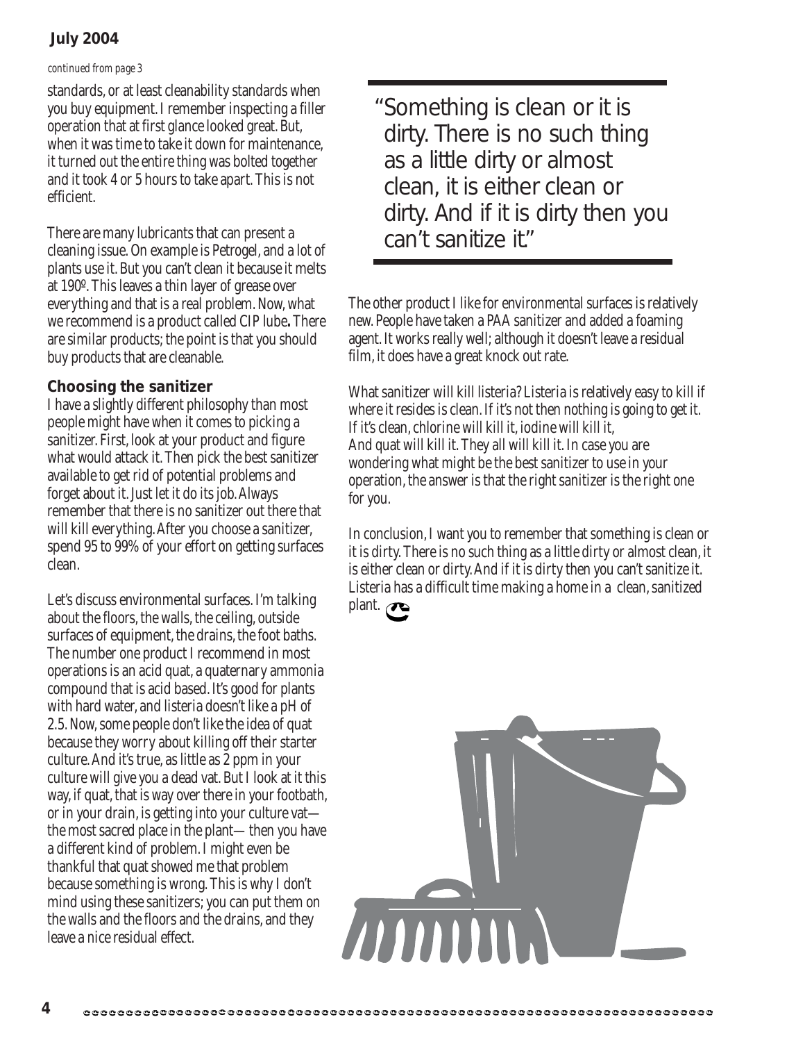*continued from page 3*

standards, or at least cleanability standards when you buy equipment. I remember inspecting a filler operation that at first glance looked great. But, when it was time to take it down for maintenance, it turned out the entire thing was bolted together and it took 4 or 5 hours to take apart. This is not efficient.

There are many lubricants that can present a cleaning issue. On example is Petrogel, and a lot of plants use it. But you can't clean it because it melts at 190º. This leaves a thin layer of grease over everything and that is a real problem. Now, what we recommend is a product called CIP lube**.** There are similar products; the point is that you should buy products that are cleanable.

### Choosing the sanitizer

I have a slightly different philosophy than most people might have when it comes to picking a sanitizer. First, look at your product and figure what would attack it. Then pick the best sanitizer available to get rid of potential problems and forget about it. Just let it do its job. Always remember that there is no sanitizer out there that will kill everything. After you choose a sanitizer, spend 95 to 99% of your effort on getting surfaces clean.

Let's discuss environmental surfaces. I'm talking about the floors, the walls, the ceiling, outside surfaces of equipment, the drains, the foot baths. The number one product I recommend in most operations is an acid quat, a quaternary ammonia compound that is acid based. It's good for plants with hard water, and listeria doesn't like a pH of 2.5. Now, some people don't like the idea of quat because they worry about killing off their starter culture. And it's true, as little as 2 ppm in your culture will give you a dead vat. But I look at it this way, if quat, that is way over there in your footbath, or in your drain, is getting into your culture vat—the most sacred place in the plant— then you have a different kind of problem. I might even be thankful that quat showed me that problem because something is wrong. This is why I don't mind using these sanitizers; you can put them on the walls and the floors and the drains, and they leave a nice residual effect.

> "Something is clean or it is dirty. There is no such thing as a little dirty or almost clean, it is either clean or dirty. And if it is dirty then you can't sanitize it."

The other product I like for environmental surfaces is relatively new. People have taken a PAA sanitizer and added a foaming agent. It works really well; although it doesn't leave a residual film, it does have a great knock out rate.

What sanitizer will kill listeria? Listeria is relatively easy to kill if where it resides is clean. If it's not then nothing is going to get it. If it's clean, chlorine will kill it, iodine will kill it, And quat will kill it. They all will kill it. In case you are wondering what might be the best sanitizer to use in your operation, the answer is that the right sanitizer is the right one for you.

In conclusion, I want you to remember that something is clean or it is dirty. There is no such thing as a little dirty or almost clean, it is either clean or dirty. And if it is dirty then you can't sanitize it. Listeria has a difficult time making a home in a clean, sanitized plant.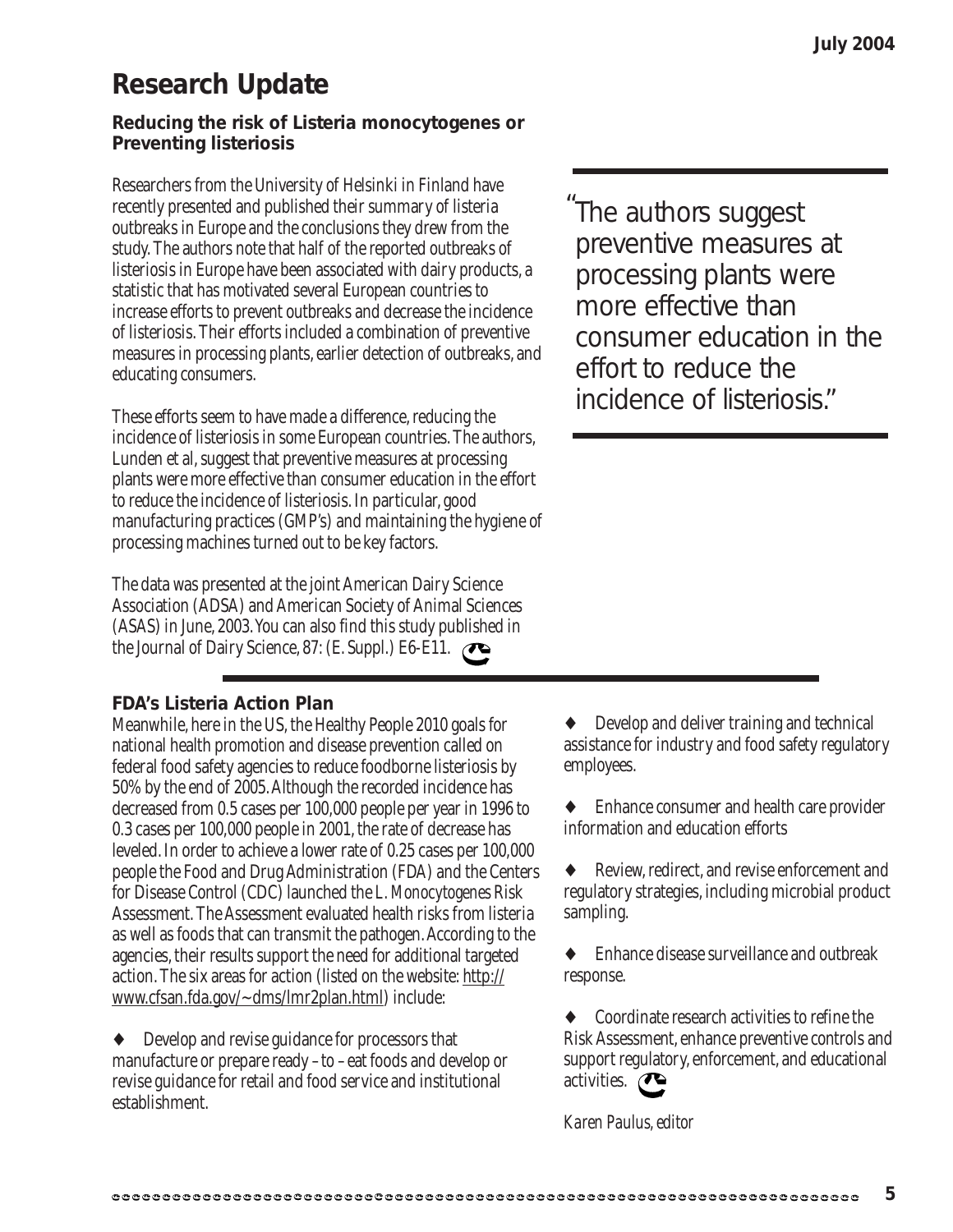## Research Update

### Reducing the risk of Listeria monocytogenes or Preventing listeriosis

Researchers from the University of Helsinki in Finland have recently presented and published their summary of listeria outbreaks in Europe and the conclusions they drew from the study. The authors note that half of the reported outbreaks of listeriosis in Europe have been associated with dairy products, a statistic that has motivated several European countries to increase efforts to prevent outbreaks and decrease the incidence of listeriosis. Their efforts included a combination of preventive measures in processing plants, earlier detection of outbreaks, and educating consumers.

These efforts seem to have made a difference, reducing the incidence of listeriosis in some European countries. The authors, Lunden et al, suggest that preventive measures at processing plants were more effective than consumer education in the effort to reduce the incidence of listeriosis. In particular, good manufacturing practices (GMP's) and maintaining the hygiene of processing machines turned out to be key factors.

The data was presented at the joint American Dairy Science Association (ADSA) and American Society of Animal Sciences (ASAS) in June, 2003. You can also find this study published in the Journal of Dairy Science, 87: (E. Suppl.) E6-E11.

> "The authors suggest preventive measures at processing plants were more effective than consumer education in the effort to reduce the incidence of listeriosis."

### FDA's Listeria Action Plan

Meanwhile, here in the US, the Healthy People 2010 goals for national health promotion and disease prevention called on federal food safety agencies to reduce foodborne listeriosis by 50% by the end of 2005. Although the recorded incidence has decreased from 0.5 cases per 100,000 people per year in 1996 to 0.3 cases per 100,000 people in 2001, the rate of decrease has leveled. In order to achieve a lower rate of 0.25 cases per 100,000 people the Food and Drug Administration (FDA) and the Centers for Disease Control (CDC) launched the *L. Monocytogenes* Risk Assessment. The Assessment evaluated health risks from listeria as well as foods that can transmit the pathogen. According to the agencies, their results support the need for additional targeted action. The six areas for action (listed on the website: http://www.cfsan.fda.gov/~dms/lmr2plan.html) include:

- Develop and revise guidance for processors that manufacture or prepare ready – to – eat foods and develop or revise guidance for retail and food service and institutional establishment.
- Develop and deliver training and technical assistance for industry and food safety regulatory employees.
- Enhance consumer and health care provider information and education efforts
- Review, redirect, and revise enforcement and regulatory strategies, including microbial product sampling.
- Enhance disease surveillance and outbreak response.
- Coordinate research activities to refine the Risk Assessment, enhance preventive controls and support regulatory, enforcement, and educational activities.

*Karen Paulus, editor*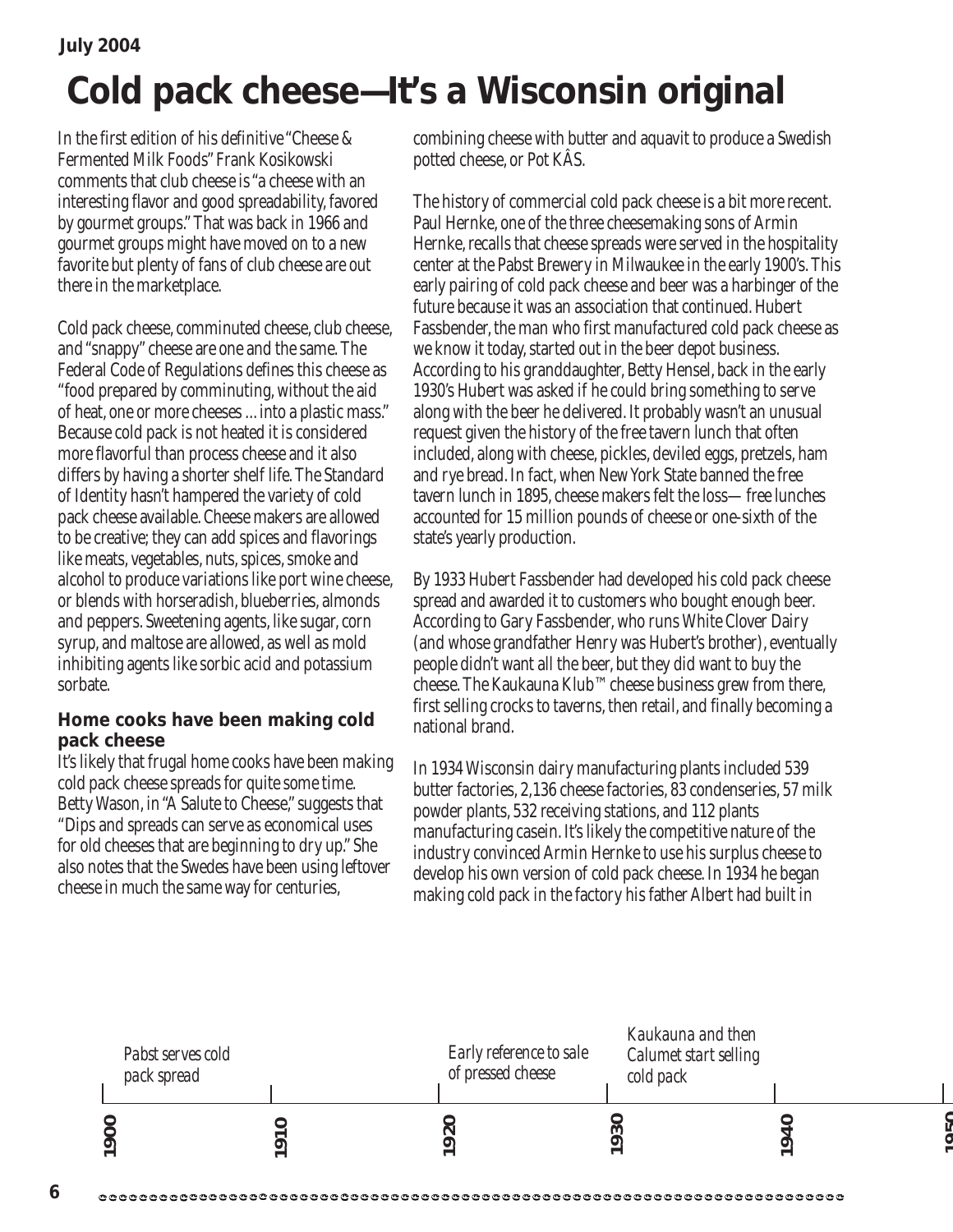July 2004

# Cold pack cheese—It's a Wisconsin original

In the first edition of his definitive "Cheese & Fermented Milk Foods" Frank Kosikowski comments that club cheese is "a cheese with an interesting flavor and good spreadability, favored by gourmet groups." That was back in 1966 and gourmet groups might have moved on to a new favorite but plenty of fans of club cheese are out there in the marketplace.

Cold pack cheese, comminuted cheese, club cheese, and "snappy" cheese are one and the same. The Federal Code of Regulations defines this cheese as "food prepared by comminuting, without the aid of heat, one or more cheeses ... into a plastic mass." Because cold pack is not heated it is considered more flavorful than process cheese and it also differs by having a shorter shelf life. The Standard of Identity hasn't hampered the variety of cold pack cheese available. Cheese makers are allowed to be creative; they can add spices and flavorings like meats, vegetables, nuts, spices, smoke and alcohol to produce variations like port wine cheese, or blends with horseradish, blueberries, almonds and peppers. Sweetening agents, like sugar, corn syrup, and maltose are allowed, as well as mold inhibiting agents like sorbic acid and potassium sorbate.

### Home cooks have been making cold pack cheese

It's likely that frugal home cooks have been making cold pack cheese spreads for quite some time. Betty Wason, in "A Salute to Cheese," suggests that "Dips and spreads can serve as economical uses for old cheeses that are beginning to dry up." She also notes that the Swedes have been using leftover cheese in much the same way for centuries, combining cheese with butter and aquavit to produce a Swedish potted cheese, or Pot KÂS.

The history of commercial cold pack cheese is a bit more recent. Paul Hernke, one of the three cheesemaking sons of Armin Hernke, recalls that cheese spreads were served in the hospitality center at the Pabst Brewery in Milwaukee in the early 1900's. This early pairing of cold pack cheese and beer was a harbinger of the future because it was an association that continued. Hubert Fassbender, the man who first manufactured cold pack cheese as we know it today, started out in the beer depot business. According to his granddaughter, Betty Hensel, back in the early 1930's Hubert was asked if he could bring something to serve along with the beer he delivered. It probably wasn't an unusual request given the history of the free tavern lunch that often included, along with cheese, pickles, deviled eggs, pretzels, ham and rye bread. In fact, when New York State banned the free tavern lunch in 1895, cheese makers felt the loss— free lunches accounted for 15 million pounds of cheese or one-sixth of the state's yearly production.

By 1933 Hubert Fassbender had developed his cold pack cheese spread and awarded it to customers who bought enough beer. According to Gary Fassbender, who runs White Clover Dairy (and whose grandfather Henry was Hubert's brother), eventually people didn't want all the beer, but they did want to buy the cheese. The Kaukauna Klub™ cheese business grew from there, first selling crocks to taverns, then retail, and finally becoming a national brand.

In 1934 Wisconsin dairy manufacturing plants included 539 butter factories, 2,136 cheese factories, 83 condenseries, 57 milk powder plants, 532 receiving stations, and 112 plants manufacturing casein. It's likely the competitive nature of the industry convinced Armin Hernke to use his surplus cheese to develop his own version of cold pack cheese. In 1934 he began making cold pack in the factory his father Albert had built in

| 1900 | 1910 | 1920 | 1930 | 1940 | 1950 |
|---|---|---|---|---|---|
| *Pabst serves cold pack spread* | | *Early reference to sale of pressed cheese* | *Kaukauna and then Calumet start selling cold pack* | | |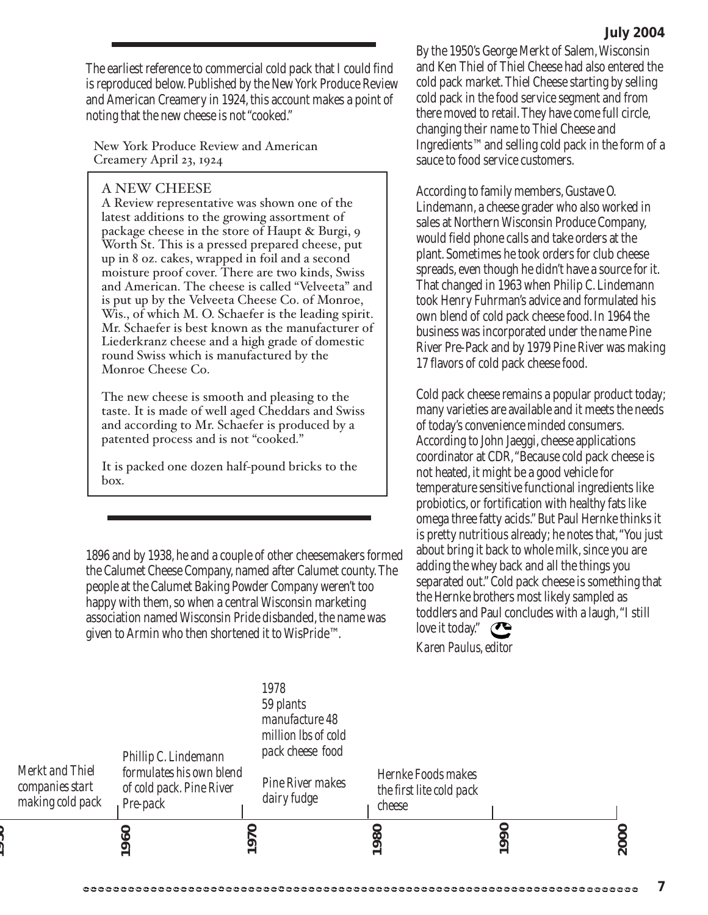The earliest reference to commercial cold pack that I could find is reproduced below. Published by the New York Produce Review and American Creamery in 1924, this account makes a point of noting that the new cheese is not "cooked."

New York Produce Review and American Creamery April 23, 1924

> **A NEW CHEESE**
>
> A Review representative was shown one of the latest additions to the growing assortment of package cheese in the store of Haupt & Burgi, 9 Worth St. This is a pressed prepared cheese, put up in 8 oz. cakes, wrapped in foil and a second moisture proof cover. There are two kinds, Swiss and American. The cheese is called "Velveeta" and is put up by the Velveeta Cheese Co. of Monroe, Wis., of which M. O. Schaefer is the leading spirit. Mr. Schaefer is best known as the manufacturer of Liederkranz cheese and a high grade of domestic round Swiss which is manufactured by the Monroe Cheese Co.
>
> The new cheese is smooth and pleasing to the taste. It is made of well aged Cheddars and Swiss and according to Mr. Schaefer is produced by a patented process and is not "cooked."
>
> It is packed one dozen half-pound bricks to the box.

1896 and by 1938, he and a couple of other cheesemakers formed the Calumet Cheese Company, named after Calumet county. The people at the Calumet Baking Powder Company weren't too happy with them, so when a central Wisconsin marketing association named Wisconsin Pride disbanded, the name was given to Armin who then shortened it to WisPride™.

By the 1950's George Merkt of Salem, Wisconsin and Ken Thiel of Thiel Cheese had also entered the cold pack market. Thiel Cheese starting by selling cold pack in the food service segment and from there moved to retail. They have come full circle, changing their name to Thiel Cheese and Ingredients™ and selling cold pack in the form of a sauce to food service customers.

According to family members, Gustave O. Lindemann, a cheese grader who also worked in sales at Northern Wisconsin Produce Company, would field phone calls and take orders at the plant. Sometimes he took orders for club cheese spreads, even though he didn't have a source for it. That changed in 1963 when Philip C. Lindemann took Henry Fuhrman's advice and formulated his own blend of cold pack cheese food. In 1964 the business was incorporated under the name Pine River Pre-Pack and by 1979 Pine River was making 17 flavors of cold pack cheese food.

Cold pack cheese remains a popular product today; many varieties are available and it meets the needs of today's convenience minded consumers. According to John Jaeggi, cheese applications coordinator at CDR, "Because cold pack cheese is not heated, it might be a good vehicle for temperature sensitive functional ingredients like probiotics, or fortification with healthy fats like omega three fatty acids." But Paul Hernke thinks it is pretty nutritious already; he notes that, "You just about bring it back to whole milk, since you are adding the whey back and all the things you separated out." Cold pack cheese is something that the Hernke brothers most likely sampled as toddlers and Paul concludes with a laugh, "I still love it today."

*Karen Paulus, editor*

| Year | Event |
|---|---|
| 1950 | Merkt and Thiel companies start making cold pack |
| 1960 | Phillip C. Lindemann formulates his own blend of cold pack. Pine River Pre-pack |
| 1970 | 1978: 59 plants manufacture 48 million lbs of cold pack cheese food; Pine River makes dairy fudge |
| 1980 | Hernke Foods makes the first lite cold pack cheese |
| 1990 | |
| 2000 | |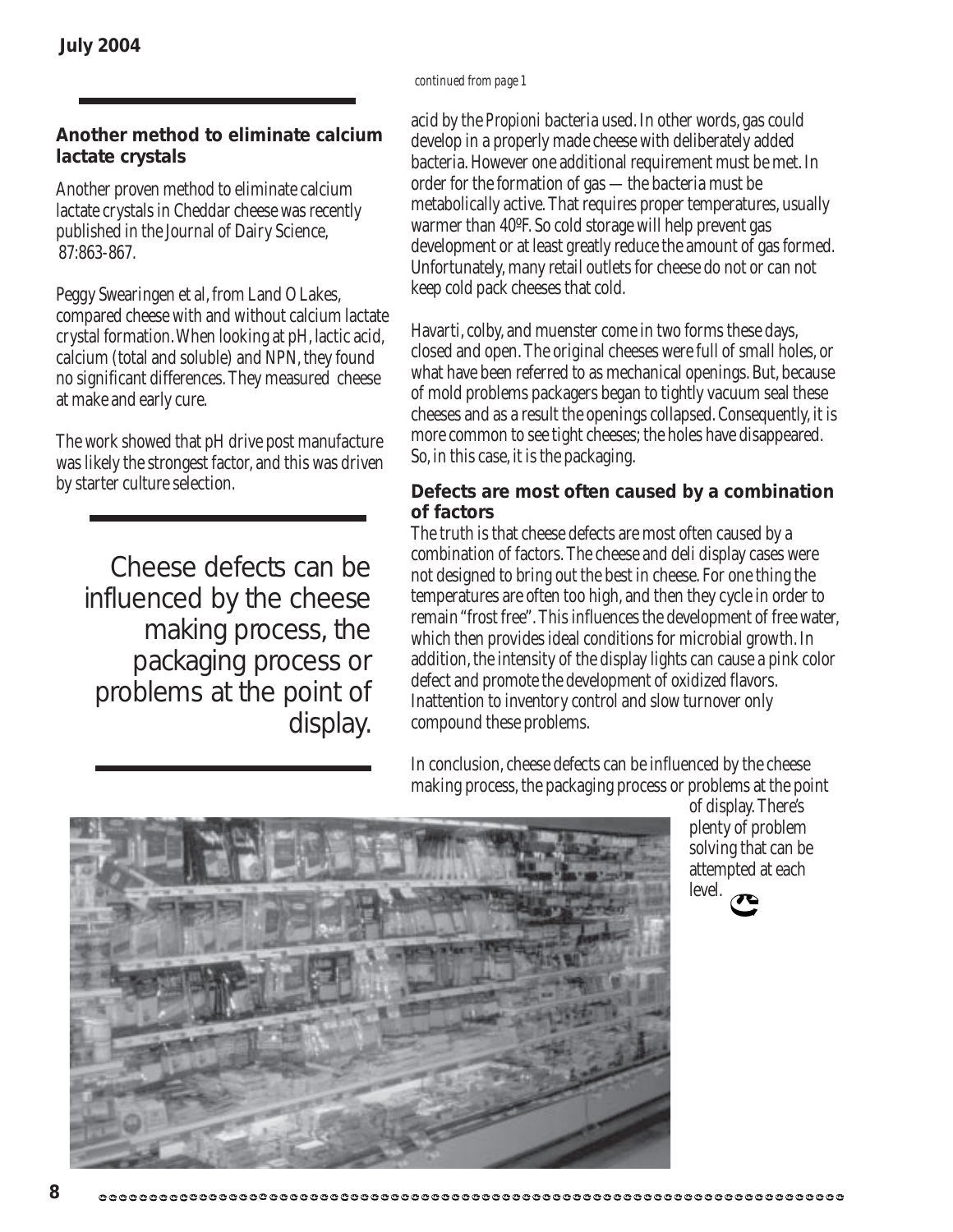## Another method to eliminate calcium lactate crystals

Another proven method to eliminate calcium lactate crystals in Cheddar cheese was recently published in the Journal of Dairy Science, 87:863-867.

Peggy Swearingen et al, from Land O Lakes, compared cheese with and without calcium lactate crystal formation. When looking at pH, lactic acid, calcium (total and soluble) and NPN, they found no significant differences. They measured cheese at make and early cure.

The work showed that pH drive post manufacture was likely the strongest factor, and this was driven by starter culture selection.

Cheese defects can be influenced by the cheese making process, the packaging process or problems at the point of display.

*continued from page 1*

acid by the Propioni bacteria used. In other words, gas could develop in a properly made cheese with deliberately added bacteria. However one additional requirement must be met. In order for the formation of gas — the bacteria must be metabolically active. That requires proper temperatures, usually warmer than 40ºF. So cold storage will help prevent gas development or at least greatly reduce the amount of gas formed. Unfortunately, many retail outlets for cheese do not or can not keep cold pack cheeses that cold.

Havarti, colby, and muenster come in two forms these days, closed and open. The original cheeses were full of small holes, or what have been referred to as mechanical openings. But, because of mold problems packagers began to tightly vacuum seal these cheeses and as a result the openings collapsed. Consequently, it is more common to see tight cheeses; the holes have disappeared. So, in this case, it is the packaging.

## Defects are most often caused by a combination of factors

The truth is that cheese defects are most often caused by a combination of factors. The cheese and deli display cases were not designed to bring out the best in cheese. For one thing the temperatures are often too high, and then they cycle in order to remain "frost free". This influences the development of free water, which then provides ideal conditions for microbial growth. In addition, the intensity of the display lights can cause a pink color defect and promote the development of oxidized flavors. Inattention to inventory control and slow turnover only compound these problems.

In conclusion, cheese defects can be influenced by the cheese making process, the packaging process or problems at the point of display. There's plenty of problem solving that can be attempted at each level.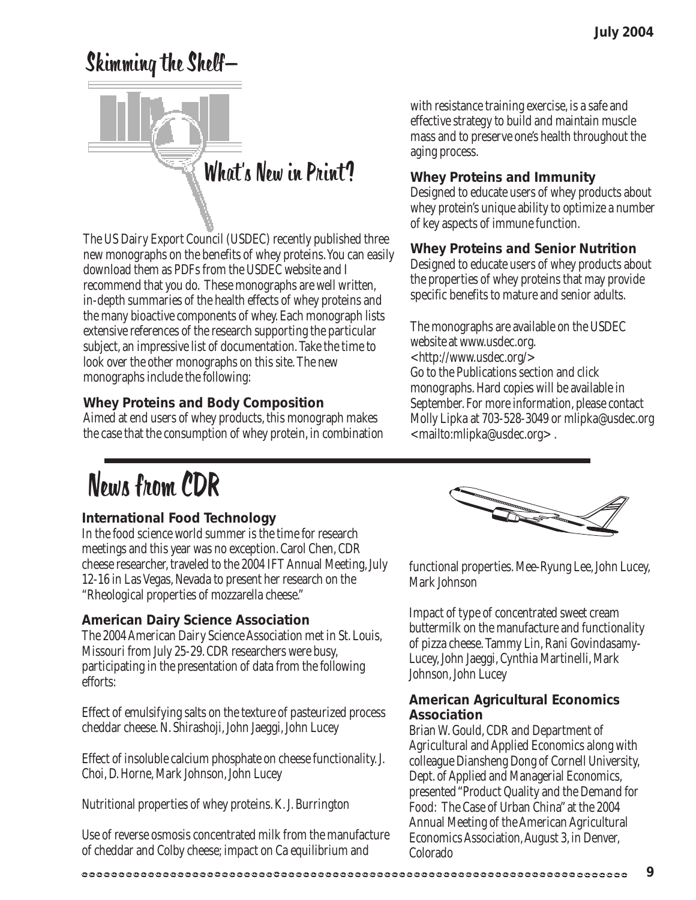# Skimming the Shelf–

## What's New in Print?

The US Dairy Export Council (USDEC) recently published three new monographs on the benefits of whey proteins. You can easily download them as PDFs from the USDEC website and I recommend that you do. These monographs are well written, in-depth summaries of the health effects of whey proteins and the many bioactive components of whey. Each monograph lists extensive references of the research supporting the particular subject, an impressive list of documentation. Take the time to look over the other monographs on this site. The new monographs include the following:

**Whey Proteins and Body Composition**
Aimed at end users of whey products, this monograph makes the case that the consumption of whey protein, in combination with resistance training exercise, is a safe and effective strategy to build and maintain muscle mass and to preserve one's health throughout the aging process.

**Whey Proteins and Immunity**
Designed to educate users of whey products about whey protein's unique ability to optimize a number of key aspects of immune function.

**Whey Proteins and Senior Nutrition**
Designed to educate users of whey products about the properties of whey proteins that may provide specific benefits to mature and senior adults.

The monographs are available on the USDEC website at www.usdec.org.
<http://www.usdec.org/>
Go to the Publications section and click monographs. Hard copies will be available in September. For more information, please contact Molly Lipka at 703-528-3049 or mlipka@usdec.org <mailto:mlipka@usdec.org> .

# News from CDR

**International Food Technology**
In the food science world summer is the time for research meetings and this year was no exception. Carol Chen, CDR cheese researcher, traveled to the 2004 IFT Annual Meeting, July 12-16 in Las Vegas, Nevada to present her research on the "Rheological properties of mozzarella cheese."

**American Dairy Science Association**
The 2004 American Dairy Science Association met in St. Louis, Missouri from July 25-29. CDR researchers were busy, participating in the presentation of data from the following efforts:

Effect of emulsifying salts on the texture of pasteurized process cheddar cheese. N. Shirashoji, John Jaeggi, John Lucey

Effect of insoluble calcium phosphate on cheese functionality. J. Choi, D. Horne, Mark Johnson, John Lucey

Nutritional properties of whey proteins. K. J. Burrington

Use of reverse osmosis concentrated milk from the manufacture of cheddar and Colby cheese; impact on Ca equilibrium and functional properties. Mee-Ryung Lee, John Lucey, Mark Johnson

Impact of type of concentrated sweet cream buttermilk on the manufacture and functionality of pizza cheese. Tammy Lin, Rani Govindasamy-Lucey, John Jaeggi, Cynthia Martinelli, Mark Johnson, John Lucey

**American Agricultural Economics Association**
Brian W. Gould, CDR and Department of Agricultural and Applied Economics along with colleague Diansheng Dong of Cornell University, Dept. of Applied and Managerial Economics, presented "Product Quality and the Demand for Food: The Case of Urban China" at the 2004 Annual Meeting of the American Agricultural Economics Association, August 3, in Denver, Colorado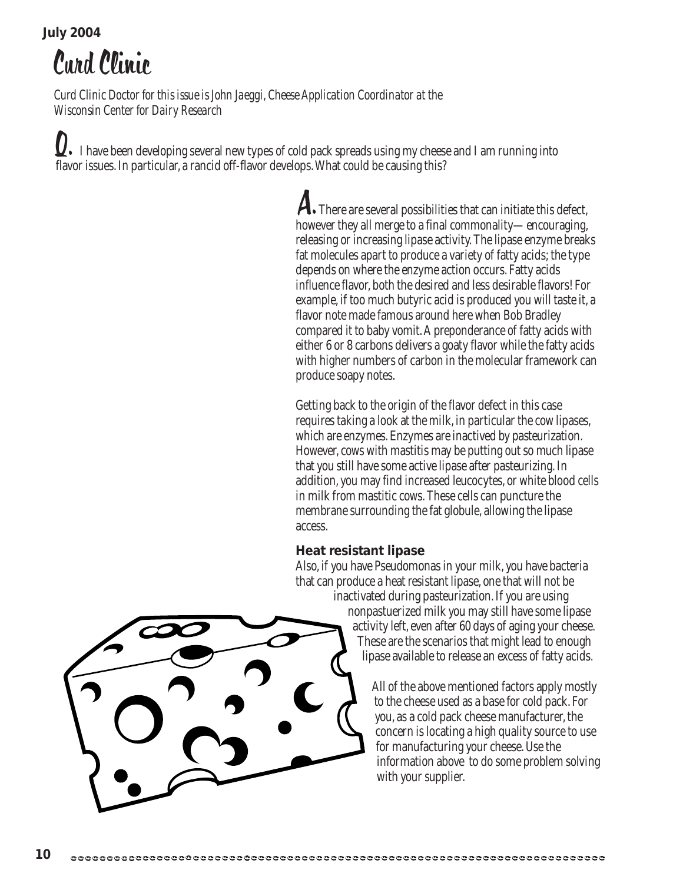July 2004

# Curd Clinic

*Curd Clinic Doctor for this issue is John Jaeggi, Cheese Application Coordinator at the Wisconsin Center for Dairy Research*

**Q.** I have been developing several new types of cold pack spreads using my cheese and I am running into flavor issues. In particular, a rancid off-flavor develops. What could be causing this?

**A.** There are several possibilities that can initiate this defect, however they all merge to a final commonality—encouraging, releasing or increasing lipase activity. The lipase enzyme breaks fat molecules apart to produce a variety of fatty acids; the type depends on where the enzyme action occurs. Fatty acids influence flavor, both the desired and less desirable flavors! For example, if too much butyric acid is produced you will taste it, a flavor note made famous around here when Bob Bradley compared it to baby vomit. A preponderance of fatty acids with either 6 or 8 carbons delivers a goaty flavor while the fatty acids with higher numbers of carbon in the molecular framework can produce soapy notes.

Getting back to the origin of the flavor defect in this case requires taking a look at the milk, in particular the cow lipases, which are enzymes. Enzymes are inactived by pasteurization. However, cows with mastitis may be putting out so much lipase that you still have some active lipase after pasteurizing. In addition, you may find increased leucocytes, or white blood cells in milk from mastitic cows. These cells can puncture the membrane surrounding the fat globule, allowing the lipase access.

### Heat resistant lipase

Also, if you have Pseudomonas in your milk, you have bacteria that can produce a heat resistant lipase, one that will not be inactivated during pasteurization. If you are using nonpastuerized milk you may still have some lipase activity left, even after 60 days of aging your cheese. These are the scenarios that might lead to enough lipase available to release an excess of fatty acids.

All of the above mentioned factors apply mostly to the cheese used as a base for cold pack. For you, as a cold pack cheese manufacturer, the concern is locating a high quality source to use for manufacturing your cheese. Use the information above to do some problem solving with your supplier.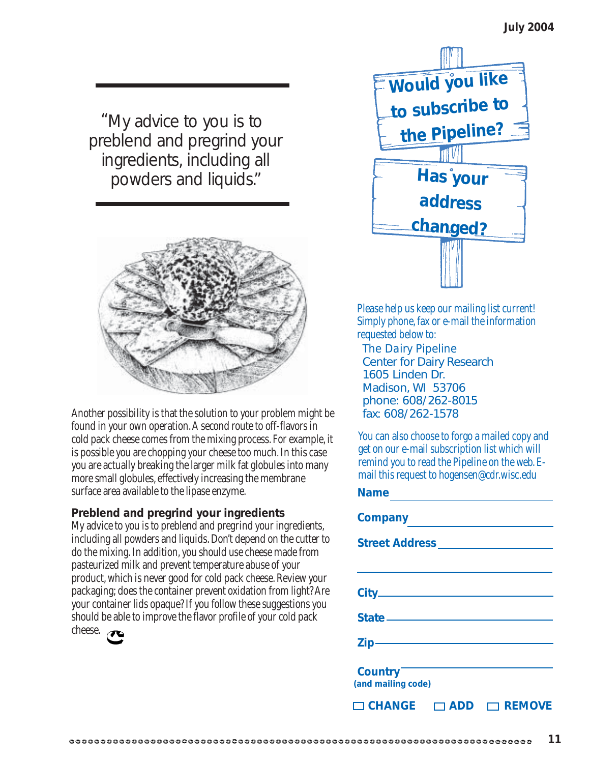> "My advice to you is to preblend and pregrind your ingredients, including all powders and liquids."

Another possibility is that the solution to your problem might be found in your own operation. A second route to off-flavors in cold pack cheese comes from the mixing process. For example, it is possible you are chopping your cheese too much. In this case you are actually breaking the larger milk fat globules into many more small globules, effectively increasing the membrane surface area available to the lipase enzyme.

### Preblend and pregrind your ingredients

My advice to you is to preblend and pregrind your ingredients, including all powders and liquids. Don't depend on the cutter to do the mixing. In addition, you should use cheese made from pasteurized milk and prevent temperature abuse of your product, which is never good for cold pack cheese. Review your packaging; does the container prevent oxidation from light? Are your container lids opaque? If you follow these suggestions you should be able to improve the flavor profile of your cold pack cheese.

## Would you like to subscribe to the Pipeline?

## Has your address changed?

*Please help us keep our mailing list current! Simply phone, fax or e-mail the information requested below to:*

The Dairy Pipeline
Center for Dairy Research
1605 Linden Dr.
Madison, WI 53706
phone: 608/262-8015
fax: 608/262-1578

*You can also choose to forgo a mailed copy and get on our e-mail subscription list which will remind you to read the Pipeline on the web. E-mail this request to hogensen@cdr.wisc.edu*

**Name** ____________________

**Company** ____________________

**Street Address** ____________________

____________________

**City** ____________________

**State** ____________________

**Zip** ____________________

**Country (and mailing code)** ____________________

☐ **CHANGE** ☐ **ADD** ☐ **REMOVE**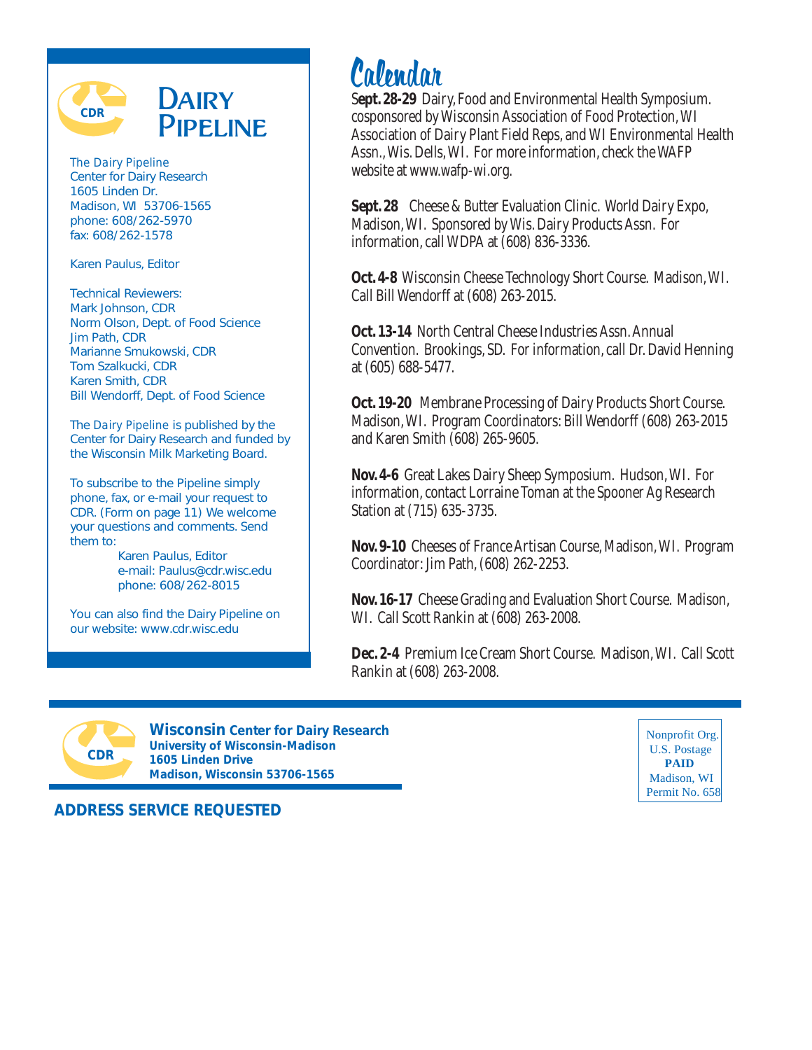# Dairy Pipeline

*The Dairy Pipeline*
Center for Dairy Research
1605 Linden Dr.
Madison, WI 53706-1565
phone: 608/262-5970
fax: 608/262-1578

Karen Paulus, Editor

Technical Reviewers:
Mark Johnson, CDR
Norm Olson, Dept. of Food Science
Jim Path, CDR
Marianne Smukowski, CDR
Tom Szalkucki, CDR
Karen Smith, CDR
Bill Wendorff, Dept. of Food Science

The *Dairy Pipeline* is published by the Center for Dairy Research and funded by the Wisconsin Milk Marketing Board.

To subscribe to the Pipeline simply phone, fax, or e-mail your request to CDR. (Form on page 11) We welcome your questions and comments. Send them to:

Karen Paulus, Editor
e-mail: Paulus@cdr.wisc.edu
phone: 608/262-8015

You can also find the Dairy Pipeline on our website: www.cdr.wisc.edu

# Calendar

**Sept. 28-29** Dairy, Food and Environmental Health Symposium. cosponsored by Wisconsin Association of Food Protection, WI Association of Dairy Plant Field Reps, and WI Environmental Health Assn., Wis. Dells, WI. For more information, check the WAFP website at www.wafp-wi.org.

**Sept. 28** Cheese & Butter Evaluation Clinic. World Dairy Expo, Madison, WI. Sponsored by Wis. Dairy Products Assn. For information, call WDPA at (608) 836-3336.

**Oct. 4-8** Wisconsin Cheese Technology Short Course. Madison, WI. Call Bill Wendorff at (608) 263-2015.

**Oct. 13-14** North Central Cheese Industries Assn. Annual Convention. Brookings, SD. For information, call Dr. David Henning at (605) 688-5477.

**Oct. 19-20** Membrane Processing of Dairy Products Short Course. Madison, WI. Program Coordinators: Bill Wendorff (608) 263-2015 and Karen Smith (608) 265-9605.

**Nov. 4-6** Great Lakes Dairy Sheep Symposium. Hudson, WI. For information, contact Lorraine Toman at the Spooner Ag Research Station at (715) 635-3735.

**Nov. 9-10** Cheeses of France Artisan Course, Madison, WI. Program Coordinator: Jim Path, (608) 262-2253.

**Nov. 16-17** Cheese Grading and Evaluation Short Course. Madison, WI. Call Scott Rankin at (608) 263-2008.

**Dec. 2-4** Premium Ice Cream Short Course. Madison, WI. Call Scott Rankin at (608) 263-2008.

---

**Wisconsin Center for Dairy Research**
**University of Wisconsin-Madison**
**1605 Linden Drive**
**Madison, Wisconsin 53706-1565**

**ADDRESS SERVICE REQUESTED**

Nonprofit Org.
U.S. Postage
**PAID**
Madison, WI
Permit No. 658